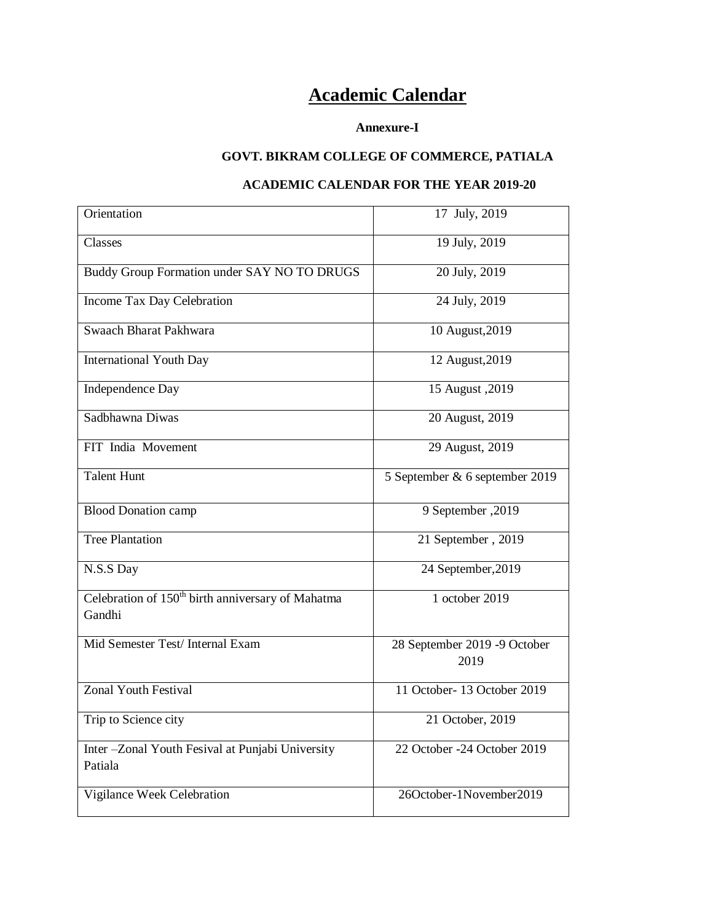# Academic Calendar

**Annexure-I**

**GOVT. BIKRAM COLLEGE OF COMMERCE, PATIALA**

**ACADEMIC CALENDAR FOR THE YEAR 2019-20**

| | |
|---|---|
| Orientation | 17 July, 2019 |
| Classes | 19 July, 2019 |
| Buddy Group Formation under SAY NO TO DRUGS | 20 July, 2019 |
| Income Tax Day Celebration | 24 July, 2019 |
| Swaach Bharat Pakhwara | 10 August,2019 |
| International Youth Day | 12 August,2019 |
| Independence Day | 15 August ,2019 |
| Sadbhawna Diwas | 20 August, 2019 |
| FIT India Movement | 29 August, 2019 |
| Talent Hunt | 5 September & 6 september 2019 |
| Blood Donation camp | 9 September ,2019 |
| Tree Plantation | 21 September , 2019 |
| N.S.S Day | 24 September,2019 |
| Celebration of 150th birth anniversary of Mahatma Gandhi | 1 october 2019 |
| Mid Semester Test/ Internal Exam | 28 September 2019 -9 October 2019 |
| Zonal Youth Festival | 11 October- 13 October 2019 |
| Trip to Science city | 21 October, 2019 |
| Inter –Zonal Youth Fesival at Punjabi University Patiala | 22 October -24 October 2019 |
| Vigilance Week Celebration | 26October-1November2019 |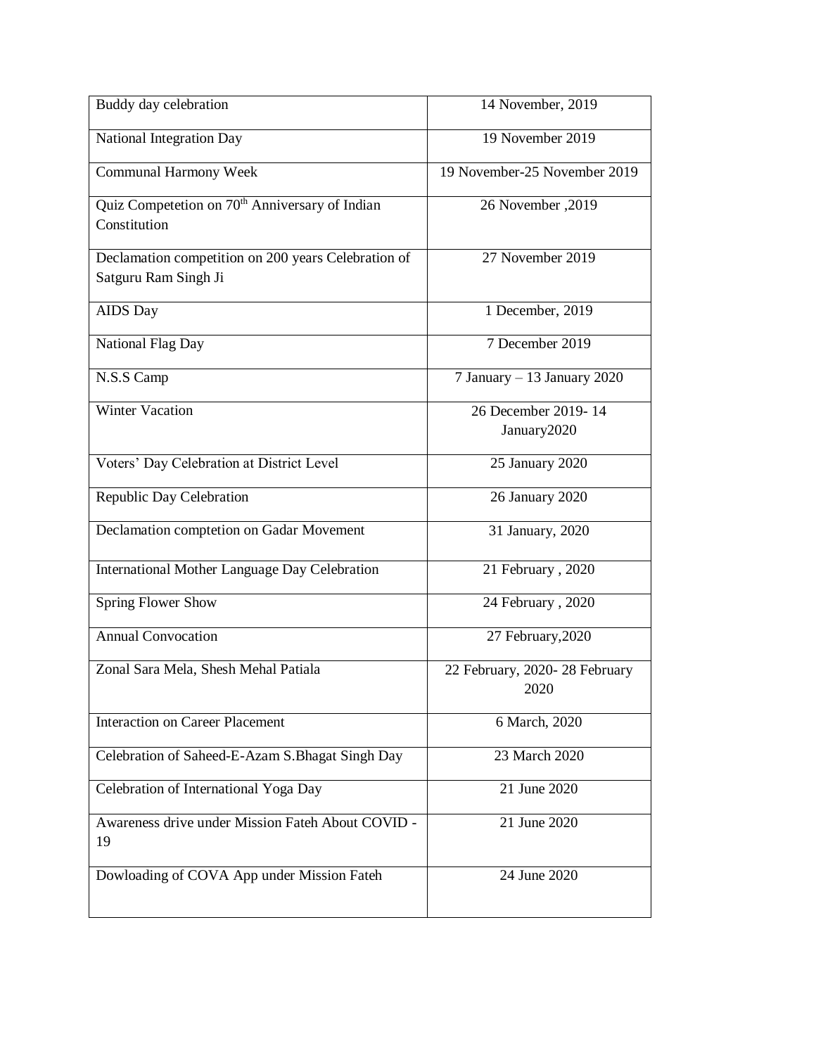| | |
|---|---|
| Buddy day celebration | 14 November, 2019 |
| National Integration Day | 19 November 2019 |
| Communal Harmony Week | 19 November-25 November 2019 |
| Quiz Competetion on 70th Anniversary of Indian Constitution | 26 November ,2019 |
| Declamation competition on 200 years Celebration of Satguru Ram Singh Ji | 27 November 2019 |
| AIDS Day | 1 December, 2019 |
| National Flag Day | 7 December 2019 |
| N.S.S Camp | 7 January – 13 January 2020 |
| Winter Vacation | 26 December 2019- 14 January2020 |
| Voters' Day Celebration at District Level | 25 January 2020 |
| Republic Day Celebration | 26 January 2020 |
| Declamation comptetion on Gadar Movement | 31 January, 2020 |
| International Mother Language Day Celebration | 21 February , 2020 |
| Spring Flower Show | 24 February , 2020 |
| Annual Convocation | 27 February,2020 |
| Zonal Sara Mela, Shesh Mehal Patiala | 22 February, 2020- 28 February 2020 |
| Interaction on Career Placement | 6 March, 2020 |
| Celebration of Saheed-E-Azam S.Bhagat Singh Day | 23 March 2020 |
| Celebration of International Yoga Day | 21 June 2020 |
| Awareness drive under Mission Fateh About COVID -19 | 21 June 2020 |
| Dowloading of COVA App under Mission Fateh | 24 June 2020 |